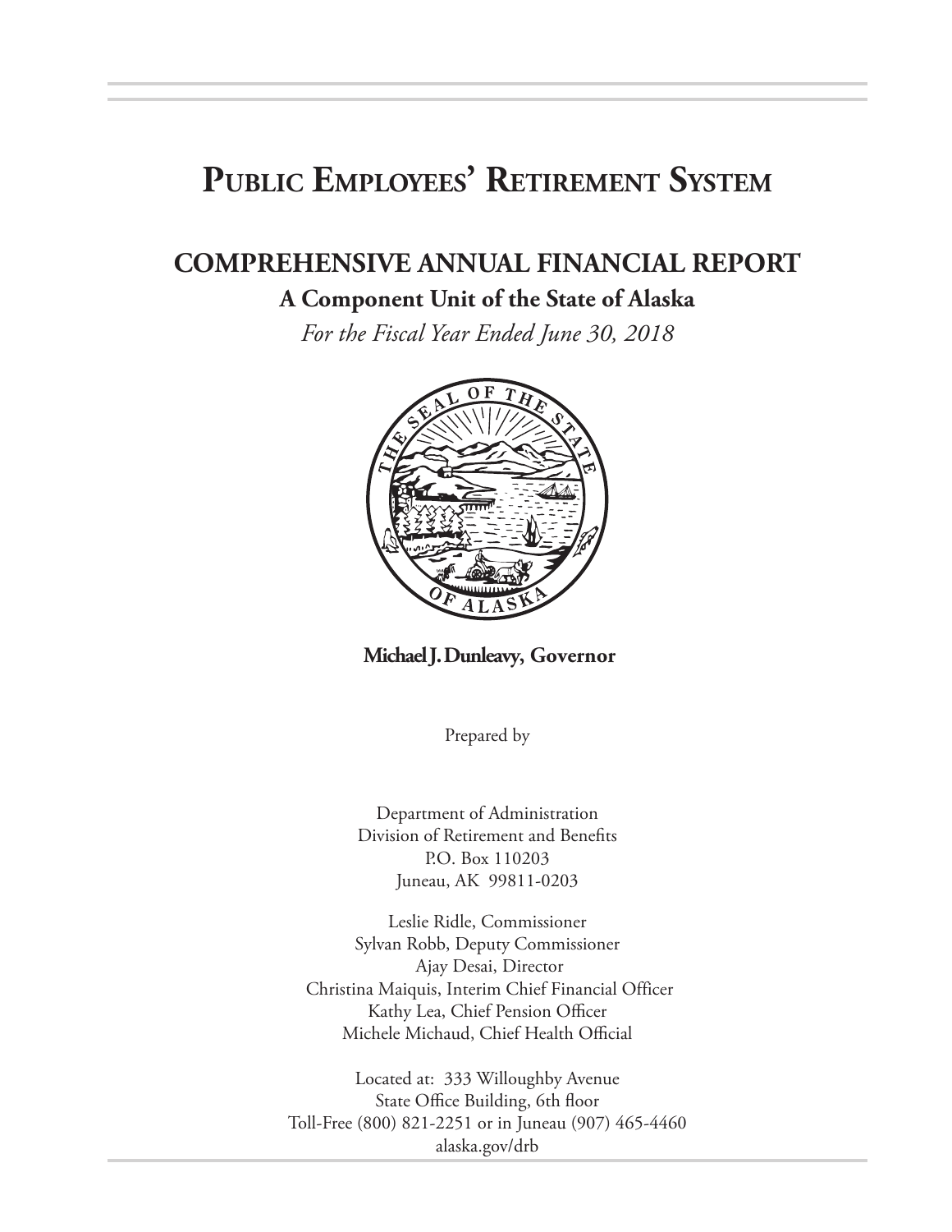# Public Employees' Retirement System

## COMPREHENSIVE ANNUAL FINANCIAL REPORT

### A Component Unit of the State of Alaska

*For the Fiscal Year Ended June 30, 2018*

**Michael J. Dunleavy, Governor**

Prepared by

Department of Administration
Division of Retirement and Benefits
P.O. Box 110203
Juneau, AK 99811-0203

Leslie Ridle, Commissioner
Sylvan Robb, Deputy Commissioner
Ajay Desai, Director
Christina Maiquis, Interim Chief Financial Officer
Kathy Lea, Chief Pension Officer
Michele Michaud, Chief Health Official

Located at: 333 Willoughby Avenue
State Office Building, 6th floor
Toll-Free (800) 821-2251 or in Juneau (907) 465-4460
alaska.gov/drb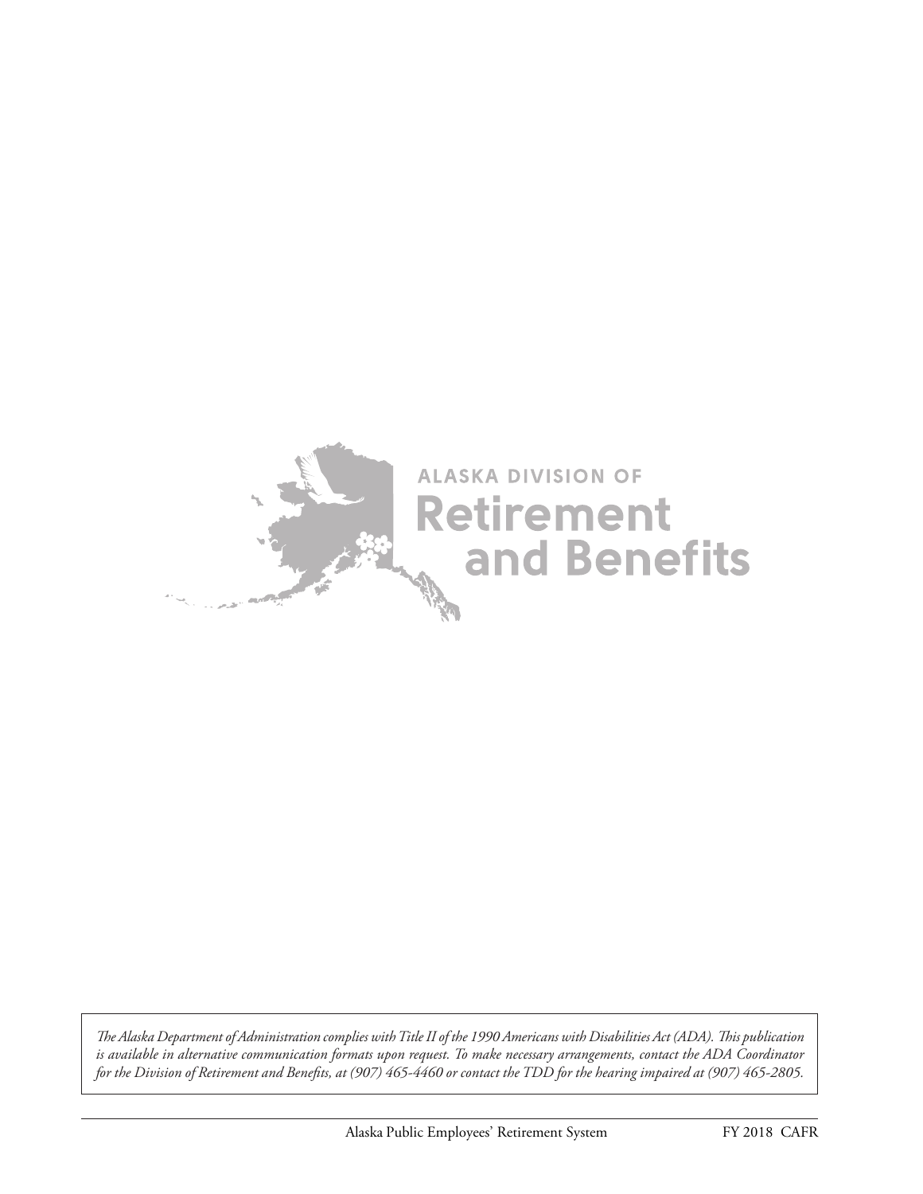ALASKA DIVISION OF
Retirement
and Benefits

*The Alaska Department of Administration complies with Title II of the 1990 Americans with Disabilities Act (ADA). This publication is available in alternative communication formats upon request. To make necessary arrangements, contact the ADA Coordinator for the Division of Retirement and Benefits, at (907) 465-4460 or contact the TDD for the hearing impaired at (907) 465-2805.*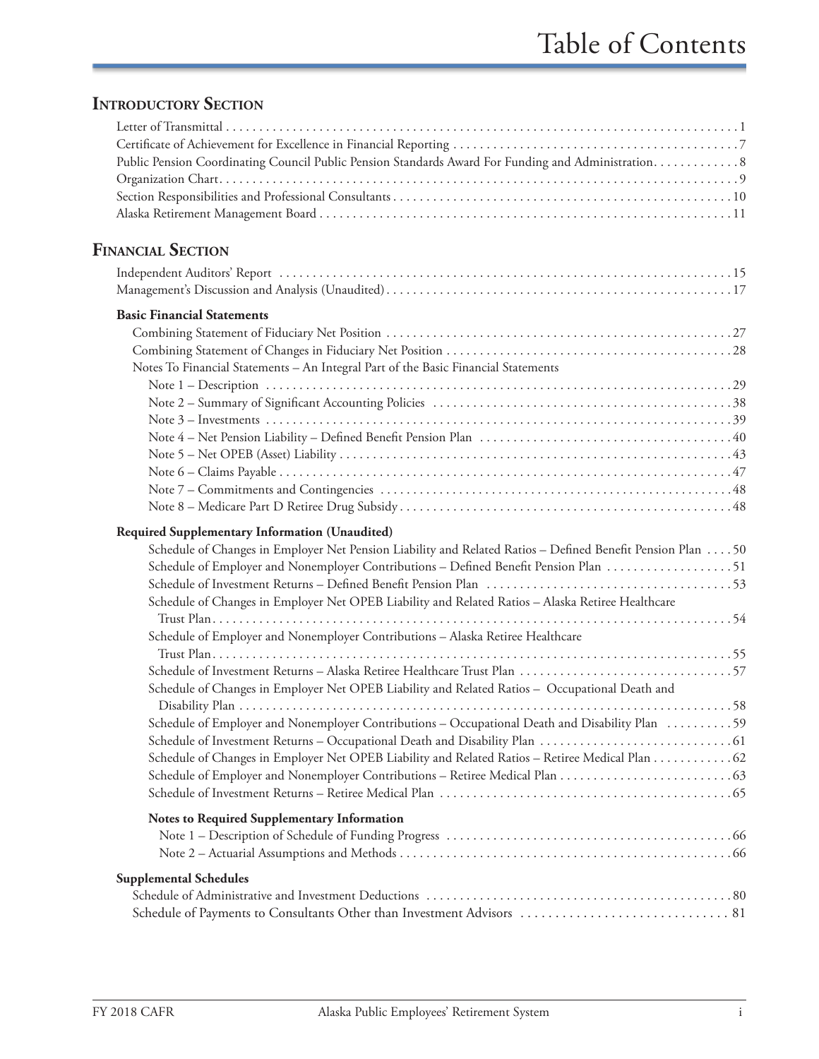# Table of Contents

## Introductory Section

- Letter of Transmittal . . . . . . . . . . 1
- Certificate of Achievement for Excellence in Financial Reporting . . . . . . . . . . 7
- Public Pension Coordinating Council Public Pension Standards Award For Funding and Administration. . . . . . . . . . . 8
- Organization Chart. . . . . . . . . . 9
- Section Responsibilities and Professional Consultants . . . . . . . . . . 10
- Alaska Retirement Management Board . . . . . . . . . . 11

## Financial Section

- Independent Auditors' Report . . . . . . . . . . 15
- Management's Discussion and Analysis (Unaudited) . . . . . . . . . . 17

### Basic Financial Statements

- Combining Statement of Fiduciary Net Position . . . . . . . . . . 27
- Combining Statement of Changes in Fiduciary Net Position . . . . . . . . . . 28
- Notes To Financial Statements – An Integral Part of the Basic Financial Statements
  - Note 1 – Description . . . . . . . . . . 29
  - Note 2 – Summary of Significant Accounting Policies . . . . . . . . . . 38
  - Note 3 – Investments . . . . . . . . . . 39
  - Note 4 – Net Pension Liability – Defined Benefit Pension Plan . . . . . . . . . . 40
  - Note 5 – Net OPEB (Asset) Liability . . . . . . . . . . 43
  - Note 6 – Claims Payable . . . . . . . . . . 47
  - Note 7 – Commitments and Contingencies . . . . . . . . . . 48
  - Note 8 – Medicare Part D Retiree Drug Subsidy . . . . . . . . . . 48

### Required Supplementary Information (Unaudited)

- Schedule of Changes in Employer Net Pension Liability and Related Ratios – Defined Benefit Pension Plan . . . . 50
- Schedule of Employer and Nonemployer Contributions – Defined Benefit Pension Plan . . . . . . . . . . 51
- Schedule of Investment Returns – Defined Benefit Pension Plan . . . . . . . . . . 53
- Schedule of Changes in Employer Net OPEB Liability and Related Ratios – Alaska Retiree Healthcare Trust Plan . . . . . . . . . . 54
- Schedule of Employer and Nonemployer Contributions – Alaska Retiree Healthcare Trust Plan . . . . . . . . . . 55
- Schedule of Investment Returns – Alaska Retiree Healthcare Trust Plan . . . . . . . . . . 57
- Schedule of Changes in Employer Net OPEB Liability and Related Ratios – Occupational Death and Disability Plan . . . . . . . . . . 58
- Schedule of Employer and Nonemployer Contributions – Occupational Death and Disability Plan . . . . . . . . . . 59
- Schedule of Investment Returns – Occupational Death and Disability Plan . . . . . . . . . . 61
- Schedule of Changes in Employer Net OPEB Liability and Related Ratios – Retiree Medical Plan . . . . . . . . . . 62
- Schedule of Employer and Nonemployer Contributions – Retiree Medical Plan . . . . . . . . . . 63
- Schedule of Investment Returns – Retiree Medical Plan . . . . . . . . . . 65

#### Notes to Required Supplementary Information

- Note 1 – Description of Schedule of Funding Progress . . . . . . . . . . 66
- Note 2 – Actuarial Assumptions and Methods . . . . . . . . . . 66

### Supplemental Schedules

- Schedule of Administrative and Investment Deductions . . . . . . . . . . 80
- Schedule of Payments to Consultants Other than Investment Advisors . . . . . . . . . . 81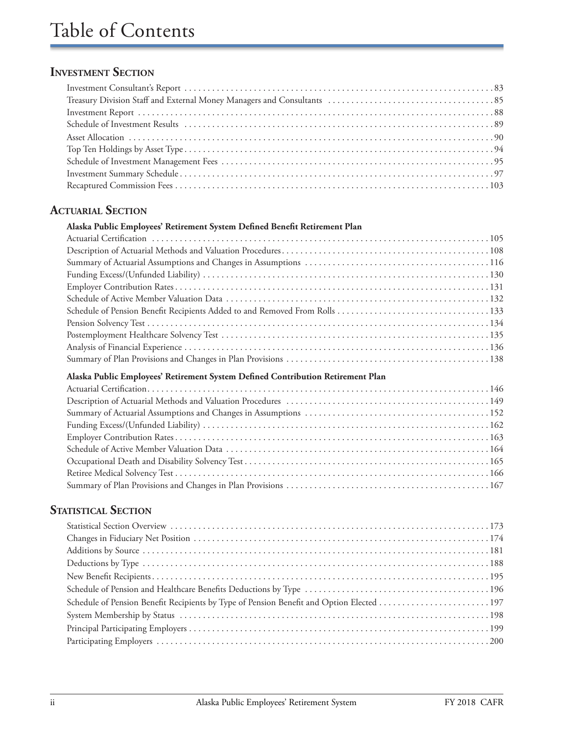# Table of Contents

## Investment Section

- Investment Consultant's Report . . . . . 83
- Treasury Division Staff and External Money Managers and Consultants . . . . . 85
- Investment Report . . . . . 88
- Schedule of Investment Results . . . . . 89
- Asset Allocation . . . . . 90
- Top Ten Holdings by Asset Type . . . . . 94
- Schedule of Investment Management Fees . . . . . 95
- Investment Summary Schedule . . . . . 97
- Recaptured Commission Fees . . . . . 103

## Actuarial Section

### Alaska Public Employees' Retirement System Defined Benefit Retirement Plan

- Actuarial Certification . . . . . 105
- Description of Actuarial Methods and Valuation Procedures . . . . . 108
- Summary of Actuarial Assumptions and Changes in Assumptions . . . . . 116
- Funding Excess/(Unfunded Liability) . . . . . 130
- Employer Contribution Rates . . . . . 131
- Schedule of Active Member Valuation Data . . . . . 132
- Schedule of Pension Benefit Recipients Added to and Removed From Rolls . . . . . 133
- Pension Solvency Test . . . . . 134
- Postemployment Healthcare Solvency Test . . . . . 135
- Analysis of Financial Experience . . . . . 136
- Summary of Plan Provisions and Changes in Plan Provisions . . . . . 138

### Alaska Public Employees' Retirement System Defined Contribution Retirement Plan

- Actuarial Certification . . . . . 146
- Description of Actuarial Methods and Valuation Procedures . . . . . 149
- Summary of Actuarial Assumptions and Changes in Assumptions . . . . . 152
- Funding Excess/(Unfunded Liability) . . . . . 162
- Employer Contribution Rates . . . . . 163
- Schedule of Active Member Valuation Data . . . . . 164
- Occupational Death and Disability Solvency Test . . . . . 165
- Retiree Medical Solvency Test . . . . . 166
- Summary of Plan Provisions and Changes in Plan Provisions . . . . . 167

## Statistical Section

- Statistical Section Overview . . . . . 173
- Changes in Fiduciary Net Position . . . . . 174
- Additions by Source . . . . . 181
- Deductions by Type . . . . . 188
- New Benefit Recipients . . . . . 195
- Schedule of Pension and Healthcare Benefits Deductions by Type . . . . . 196
- Schedule of Pension Benefit Recipients by Type of Pension Benefit and Option Elected . . . . . 197
- System Membership by Status . . . . . 198
- Principal Participating Employers . . . . . 199
- Participating Employers . . . . . 200